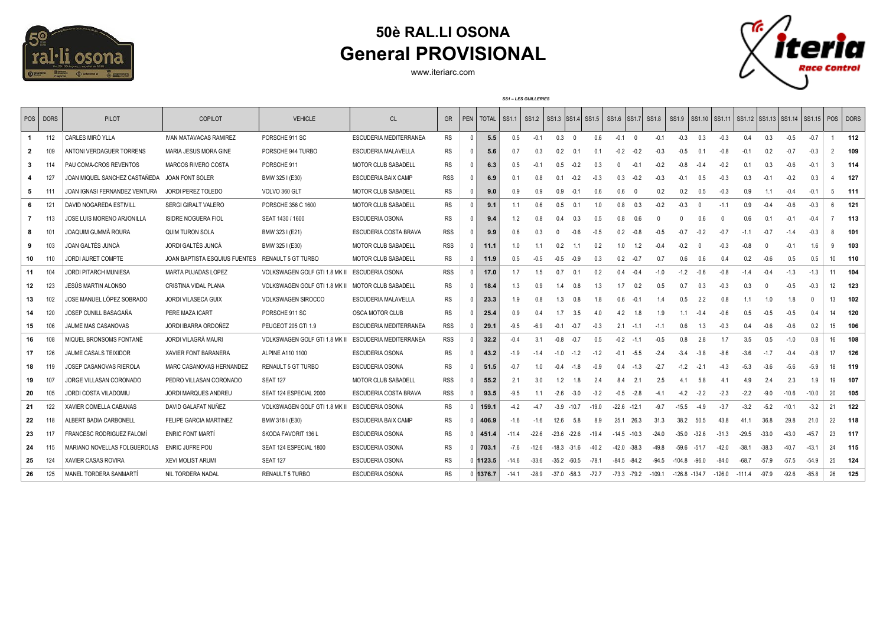# 50è RAL.LI OSONA
## General PROVISIONAL

www.iteriarc.com

*SS1 – LES GUILLERIES*

| POS | DORS | PILOT | COPILOT | VEHICLE | CL | GR | PEN | TOTAL | SS1.1 | SS1.2 | SS1.3 | SS1.4 | SS1.5 | SS1.6 | SS1.7 | SS1.8 | SS1.9 | SS1.10 | SS1.11 | SS1.12 | SS1.13 | SS1.14 | SS1.15 | POS | DORS |
|---|---|---|---|---|---|---|---|---|---|---|---|---|---|---|---|---|---|---|---|---|---|---|---|---|---|
| 1 | 112 | CARLES MIRÓ YLLA | IVAN MATAVACAS RAMIREZ | PORSCHE 911 SC | ESCUDERIA MEDITERRANEA | RS | 0 | 5.5 | 0.5 | -0.1 | 0.3 | 0 | 0.6 | -0.1 | 0 | -0.1 | -0.3 | 0.3 | -0.3 | 0.4 | 0.3 | -0.5 | -0.7 | 1 | 112 |
| 2 | 109 | ANTONI VERDAGUER TORRENS | MARIA JESUS MORA GINE | PORSCHE 944 TURBO | ESCUDERIA MALAVELLA | RS | 0 | 5.6 | 0.7 | 0.3 | 0.2 | 0.1 | 0.1 | -0.2 | -0.2 | -0.3 | -0.5 | 0.1 | -0.8 | -0.1 | 0.2 | -0.7 | -0.3 | 2 | 109 |
| 3 | 114 | PAU COMA-CROS REVENTOS | MARCOS RIVERO COSTA | PORSCHE 911 | MOTOR CLUB SABADELL | RS | 0 | 6.3 | 0.5 | -0.1 | 0.5 | -0.2 | 0.3 | 0 | -0.1 | -0.2 | -0.8 | -0.4 | -0.2 | 0.1 | 0.3 | -0.6 | -0.1 | 3 | 114 |
| 4 | 127 | JOAN MIQUEL SANCHEZ CASTAÑEDA | JOAN FONT SOLER | BMW 325 I (E30) | ESCUDERIA BAIX CAMP | RSS | 0 | 6.9 | 0.1 | 0.8 | 0.1 | -0.2 | -0.3 | 0.3 | -0.2 | -0.3 | -0.1 | 0.5 | -0.3 | 0.3 | -0.1 | -0.2 | 0.3 | 4 | 127 |
| 5 | 111 | JOAN IGNASI FERNANDEZ VENTURA | JORDI PEREZ TOLEDO | VOLVO 360 GLT | MOTOR CLUB SABADELL | RS | 0 | 9.0 | 0.9 | 0.9 | 0.9 | -0.1 | 0.6 | 0.6 | 0 | 0.2 | 0.2 | 0.5 | -0.3 | 0.9 | 1.1 | -0.4 | -0.1 | 5 | 111 |
| 6 | 121 | DAVID NOGAREDA ESTIVILL | SERGI GIRALT VALERO | PORSCHE 356 C 1600 | MOTOR CLUB SABADELL | RS | 0 | 9.1 | 1.1 | 0.6 | 0.5 | 0.1 | 1.0 | 0.8 | 0.3 | -0.2 | -0.3 | 0 | -1.1 | 0.9 | -0.4 | -0.6 | -0.3 | 6 | 121 |
| 7 | 113 | JOSE LUIS MORENO ARJONILLA | ISIDRE NOGUERA FIOL | SEAT 1430 / 1600 | ESCUDERIA OSONA | RS | 0 | 9.4 | 1.2 | 0.8 | 0.4 | 0.3 | 0.5 | 0.8 | 0.6 | 0 | 0 | 0.6 | 0 | 0.6 | 0.1 | -0.1 | -0.4 | 7 | 113 |
| 8 | 101 | JOAQUIM GUMMÀ ROURA | QUIM TURON SOLA | BMW 323 I (E21) | ESCUDERIA COSTA BRAVA | RSS | 0 | 9.9 | 0.6 | 0.3 | 0 | -0.6 | -0.5 | 0.2 | -0.8 | -0.5 | -0.7 | -0.2 | -0.7 | -1.1 | -0.7 | -1.4 | -0.3 | 8 | 101 |
| 9 | 103 | JOAN GALTÉS JUNCÀ | JORDI GALTÉS JUNCÀ | BMW 325 I (E30) | MOTOR CLUB SABADELL | RSS | 0 | 11.1 | 1.0 | 1.1 | 0.2 | 1.1 | 0.2 | 1.0 | 1.2 | -0.4 | -0.2 | 0 | -0.3 | -0.8 | 0 | -0.1 | 1.6 | 9 | 103 |
| 10 | 110 | JORDI AURET COMPTE | JOAN BAPTISTA ESQUIUS FUENTES | RENAULT 5 GT TURBO | MOTOR CLUB SABADELL | RS | 0 | 11.9 | 0.5 | -0.5 | -0.5 | -0.9 | 0.3 | 0.2 | -0.7 | 0.7 | 0.6 | 0.6 | 0.4 | 0.2 | -0.6 | 0.5 | 0.5 | 10 | 110 |
| 11 | 104 | JORDI PITARCH MUNIESA | MARTA PUJADAS LOPEZ | VOLKSWAGEN GOLF GTI 1.8 MK II | ESCUDERIA OSONA | RSS | 0 | 17.0 | 1.7 | 1.5 | 0.7 | 0.1 | 0.2 | 0.4 | -0.4 | -1.0 | -1.2 | -0.6 | -0.8 | -1.4 | -0.4 | -1.3 | -1.3 | 11 | 104 |
| 12 | 123 | JESÚS MARTIN ALONSO | CRISTINA VIDAL PLANA | VOLKSWAGEN GOLF GTI 1.8 MK II | MOTOR CLUB SABADELL | RS | 0 | 18.4 | 1.3 | 0.9 | 1.4 | 0.8 | 1.3 | 1.7 | 0.2 | 0.5 | 0.7 | 0.3 | -0.3 | 0.3 | 0 | -0.5 | -0.3 | 12 | 123 |
| 13 | 102 | JOSE MANUEL LÓPEZ SOBRADO | JORDI VILASECA GUIX | VOLKSWAGEN SIROCCO | ESCUDERIA MALAVELLA | RS | 0 | 23.3 | 1.9 | 0.8 | 1.3 | 0.8 | 1.8 | 0.6 | -0.1 | 1.4 | 0.5 | 2.2 | 0.8 | 1.1 | 1.0 | 1.8 | 0 | 13 | 102 |
| 14 | 120 | JOSEP CUNILL BASAGAÑA | PERE MAZA ICART | PORSCHE 911 SC | OSCA MOTOR CLUB | RS | 0 | 25.4 | 0.9 | 0.4 | 1.7 | 3.5 | 4.0 | 4.2 | 1.8 | 1.9 | 1.1 | -0.4 | -0.6 | 0.5 | -0.5 | -0.5 | 0.4 | 14 | 120 |
| 15 | 106 | JAUME MAS CASANOVAS | JORDI IBARRA ORDOÑEZ | PEUGEOT 205 GTI 1.9 | ESCUDERIA MEDITERRANEA | RSS | 0 | 29.1 | -9.5 | -6.9 | -0.1 | -0.7 | -0.3 | 2.1 | -1.1 | -1.1 | 0.6 | 1.3 | -0.3 | 0.4 | -0.6 | -0.6 | 0.2 | 15 | 106 |
| 16 | 108 | MIQUEL BRONSOMS FONTANÉ | JORDI VILAGRÀ MAURI | VOLKSWAGEN GOLF GTI 1.8 MK II | ESCUDERIA MEDITERRANEA | RSS | 0 | 32.2 | -0.4 | 3.1 | -0.8 | -0.7 | 0.5 | -0.2 | -1.1 | -0.5 | 0.8 | 2.8 | 1.7 | 3.5 | 0.5 | -1.0 | 0.8 | 16 | 108 |
| 17 | 126 | JAUME CASALS TEIXIDOR | XAVIER FONT BARANERA | ALPINE A110 1100 | ESCUDERIA OSONA | RS | 0 | 43.2 | -1.9 | -1.4 | -1.0 | -1.2 | -1.2 | -0.1 | -5.5 | -2.4 | -3.4 | -3.8 | -8.6 | -3.6 | -1.7 | -0.4 | -0.8 | 17 | 126 |
| 18 | 119 | JOSEP CASANOVAS RIEROLA | MARC CASANOVAS HERNANDEZ | RENAULT 5 GT TURBO | ESCUDERIA OSONA | RS | 0 | 51.5 | -0.7 | 1.0 | -0.4 | -1.8 | -0.9 | 0.4 | -1.3 | -2.7 | -1.2 | -2.1 | -4.3 | -5.3 | -3.6 | -5.6 | -5.9 | 18 | 119 |
| 19 | 107 | JORGE VILLASAN CORONADO | PEDRO VILLASAN CORONADO | SEAT 127 | MOTOR CLUB SABADELL | RSS | 0 | 55.2 | 2.1 | 3.0 | 1.2 | 1.8 | 2.4 | 8.4 | 2.1 | 2.5 | 4.1 | 5.8 | 4.1 | 4.9 | 2.4 | 2.3 | 1.9 | 19 | 107 |
| 20 | 105 | JORDI COSTA VILADOMIU | JORDI MARQUES ANDREU | SEAT 124 ESPECIAL 2000 | ESCUDERIA COSTA BRAVA | RSS | 0 | 93.5 | -9.5 | 1.1 | -2.6 | -3.0 | -3.2 | -0.5 | -2.8 | -4.1 | -4.2 | -2.2 | -2.3 | -2.2 | -9.0 | -10.6 | -10.0 | 20 | 105 |
| 21 | 122 | XAVIER COMELLA CABANAS | DAVID GALAFAT NUÑEZ | VOLKSWAGEN GOLF GTI 1.8 MK II | ESCUDERIA OSONA | RS | 0 | 159.1 | -4.2 | -4.7 | -3.9 | -10.7 | -19.0 | -22.6 | -12.1 | -9.7 | -15.5 | -4.9 | -3.7 | -3.2 | -5.2 | -10.1 | -3.2 | 21 | 122 |
| 22 | 118 | ALBERT BADIA CARBONELL | FELIPE GARCIA MARTINEZ | BMW 318 I (E30) | ESCUDERIA BAIX CAMP | RS | 0 | 406.9 | -1.6 | -1.6 | 12.6 | 5.8 | 8.9 | 25.1 | 26.3 | 31.3 | 38.2 | 50.5 | 43.8 | 41.1 | 36.8 | 29.8 | 21.0 | 22 | 118 |
| 23 | 117 | FRANCESC RODRIGUEZ FALOMÍ | ENRIC FONT MARTÍ | SKODA FAVORIT 136 L | ESCUDERIA OSONA | RS | 0 | 451.4 | -11.4 | -22.6 | -23.6 | -22.6 | -19.4 | -14.5 | -10.3 | -24.0 | -35.0 | -32.6 | -31.3 | -29.5 | -33.0 | -43.0 | -45.7 | 23 | 117 |
| 24 | 115 | MARIANO NOVELLAS FOLGUEROLAS | ENRIC JUFRE POU | SEAT 124 ESPECIAL 1800 | ESCUDERIA OSONA | RS | 0 | 703.1 | -7.6 | -12.6 | -18.3 | -31.6 | -40.2 | -42.0 | -38.3 | -49.8 | -59.6 | -51.7 | -42.0 | -38.1 | -38.3 | -40.7 | -43.1 | 24 | 115 |
| 25 | 124 | XAVIER CASAS ROVIRA | XEVI MOLIST ARUMI | SEAT 127 | ESCUDERIA OSONA | RS | 0 | 1123.5 | -14.6 | -33.6 | -35.2 | -60.5 | -78.1 | -84.5 | -84.2 | -94.5 | -104.8 | -96.0 | -84.0 | -68.7 | -57.9 | -57.5 | -54.9 | 25 | 124 |
| 26 | 125 | MANEL TORDERA SANMARTÍ | NIL TORDERA NADAL | RENAULT 5 TURBO | ESCUDERIA OSONA | RS | 0 | 1376.7 | -14.1 | -28.9 | -37.0 | -58.3 | -72.7 | -73.3 | -79.2 | -109.1 | -126.8 | -134.7 | -126.0 | -111.4 | -97.9 | -92.6 | -85.8 | 26 | 125 |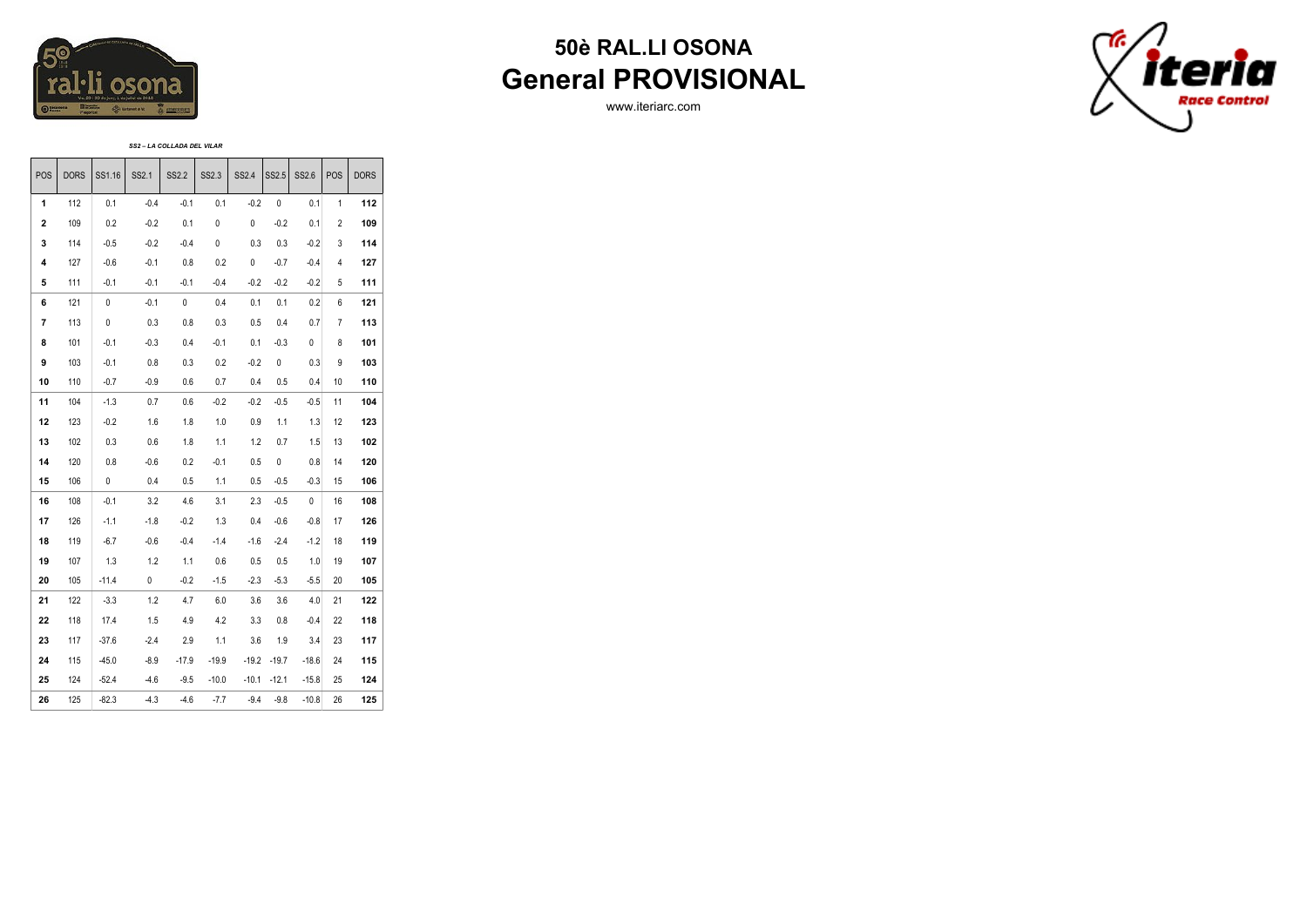# 50è RAL.LI OSONA

## General PROVISIONAL

www.iteriarc.com

***SS2 – LA COLLADA DEL VILAR***

| POS | DORS | SS1.16 | SS2.1 | SS2.2 | SS2.3 | SS2.4 | SS2.5 | SS2.6 | POS | DORS |
|---|---|---|---|---|---|---|---|---|---|---|
| **1** | 112 | 0.1 | -0.4 | -0.1 | 0.1 | -0.2 | 0 | 0.1 | 1 | **112** |
| **2** | 109 | 0.2 | -0.2 | 0.1 | 0 | 0 | -0.2 | 0.1 | 2 | **109** |
| **3** | 114 | -0.5 | -0.2 | -0.4 | 0 | 0.3 | 0.3 | -0.2 | 3 | **114** |
| **4** | 127 | -0.6 | -0.1 | 0.8 | 0.2 | 0 | -0.7 | -0.4 | 4 | **127** |
| **5** | 111 | -0.1 | -0.1 | -0.1 | -0.4 | -0.2 | -0.2 | -0.2 | 5 | **111** |
| **6** | 121 | 0 | -0.1 | 0 | 0.4 | 0.1 | 0.1 | 0.2 | 6 | **121** |
| **7** | 113 | 0 | 0.3 | 0.8 | 0.3 | 0.5 | 0.4 | 0.7 | 7 | **113** |
| **8** | 101 | -0.1 | -0.3 | 0.4 | -0.1 | 0.1 | -0.3 | 0 | 8 | **101** |
| **9** | 103 | -0.1 | 0.8 | 0.3 | 0.2 | -0.2 | 0 | 0.3 | 9 | **103** |
| **10** | 110 | -0.7 | -0.9 | 0.6 | 0.7 | 0.4 | 0.5 | 0.4 | 10 | **110** |
| **11** | 104 | -1.3 | 0.7 | 0.6 | -0.2 | -0.2 | -0.5 | -0.5 | 11 | **104** |
| **12** | 123 | -0.2 | 1.6 | 1.8 | 1.0 | 0.9 | 1.1 | 1.3 | 12 | **123** |
| **13** | 102 | 0.3 | 0.6 | 1.8 | 1.1 | 1.2 | 0.7 | 1.5 | 13 | **102** |
| **14** | 120 | 0.8 | -0.6 | 0.2 | -0.1 | 0.5 | 0 | 0.8 | 14 | **120** |
| **15** | 106 | 0 | 0.4 | 0.5 | 1.1 | 0.5 | -0.5 | -0.3 | 15 | **106** |
| **16** | 108 | -0.1 | 3.2 | 4.6 | 3.1 | 2.3 | -0.5 | 0 | 16 | **108** |
| **17** | 126 | -1.1 | -1.8 | -0.2 | 1.3 | 0.4 | -0.6 | -0.8 | 17 | **126** |
| **18** | 119 | -6.7 | -0.6 | -0.4 | -1.4 | -1.6 | -2.4 | -1.2 | 18 | **119** |
| **19** | 107 | 1.3 | 1.2 | 1.1 | 0.6 | 0.5 | 0.5 | 1.0 | 19 | **107** |
| **20** | 105 | -11.4 | 0 | -0.2 | -1.5 | -2.3 | -5.3 | -5.5 | 20 | **105** |
| **21** | 122 | -3.3 | 1.2 | 4.7 | 6.0 | 3.6 | 3.6 | 4.0 | 21 | **122** |
| **22** | 118 | 17.4 | 1.5 | 4.9 | 4.2 | 3.3 | 0.8 | -0.4 | 22 | **118** |
| **23** | 117 | -37.6 | -2.4 | 2.9 | 1.1 | 3.6 | 1.9 | 3.4 | 23 | **117** |
| **24** | 115 | -45.0 | -8.9 | -17.9 | -19.9 | -19.2 | -19.7 | -18.6 | 24 | **115** |
| **25** | 124 | -52.4 | -4.6 | -9.5 | -10.0 | -10.1 | -12.1 | -15.8 | 25 | **124** |
| **26** | 125 | -82.3 | -4.3 | -4.6 | -7.7 | -9.4 | -9.8 | -10.8 | 26 | **125** |